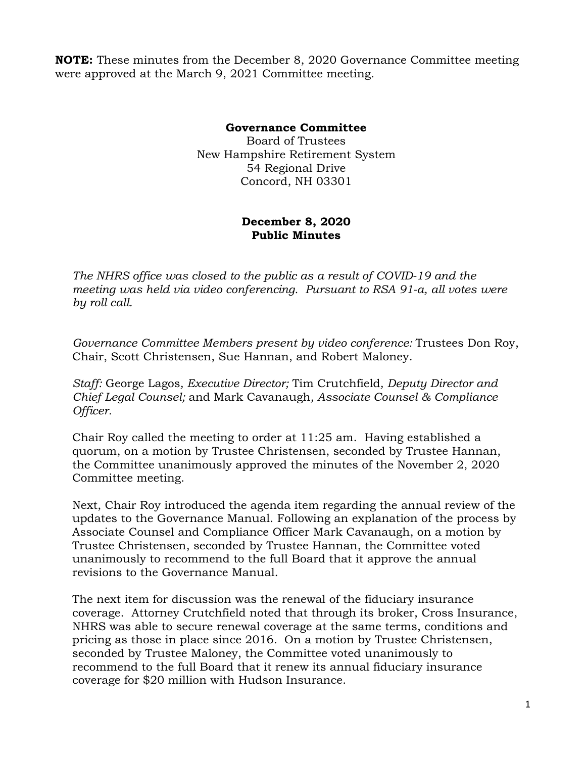**NOTE:** These minutes from the December 8, 2020 Governance Committee meeting were approved at the March 9, 2021 Committee meeting.

**Governance Committee**
Board of Trustees
New Hampshire Retirement System
54 Regional Drive
Concord, NH 03301

**December 8, 2020**
**Public Minutes**

*The NHRS office was closed to the public as a result of COVID-19 and the meeting was held via video conferencing. Pursuant to RSA 91-a, all votes were by roll call.*

*Governance Committee Members present by video conference:* Trustees Don Roy, Chair, Scott Christensen, Sue Hannan, and Robert Maloney.

*Staff:* George Lagos*, Executive Director;* Tim Crutchfield*, Deputy Director and Chief Legal Counsel;* and Mark Cavanaugh*, Associate Counsel & Compliance Officer.*

Chair Roy called the meeting to order at 11:25 am. Having established a quorum, on a motion by Trustee Christensen, seconded by Trustee Hannan, the Committee unanimously approved the minutes of the November 2, 2020 Committee meeting.

Next, Chair Roy introduced the agenda item regarding the annual review of the updates to the Governance Manual. Following an explanation of the process by Associate Counsel and Compliance Officer Mark Cavanaugh, on a motion by Trustee Christensen, seconded by Trustee Hannan, the Committee voted unanimously to recommend to the full Board that it approve the annual revisions to the Governance Manual.

The next item for discussion was the renewal of the fiduciary insurance coverage. Attorney Crutchfield noted that through its broker, Cross Insurance, NHRS was able to secure renewal coverage at the same terms, conditions and pricing as those in place since 2016. On a motion by Trustee Christensen, seconded by Trustee Maloney, the Committee voted unanimously to recommend to the full Board that it renew its annual fiduciary insurance coverage for $20 million with Hudson Insurance.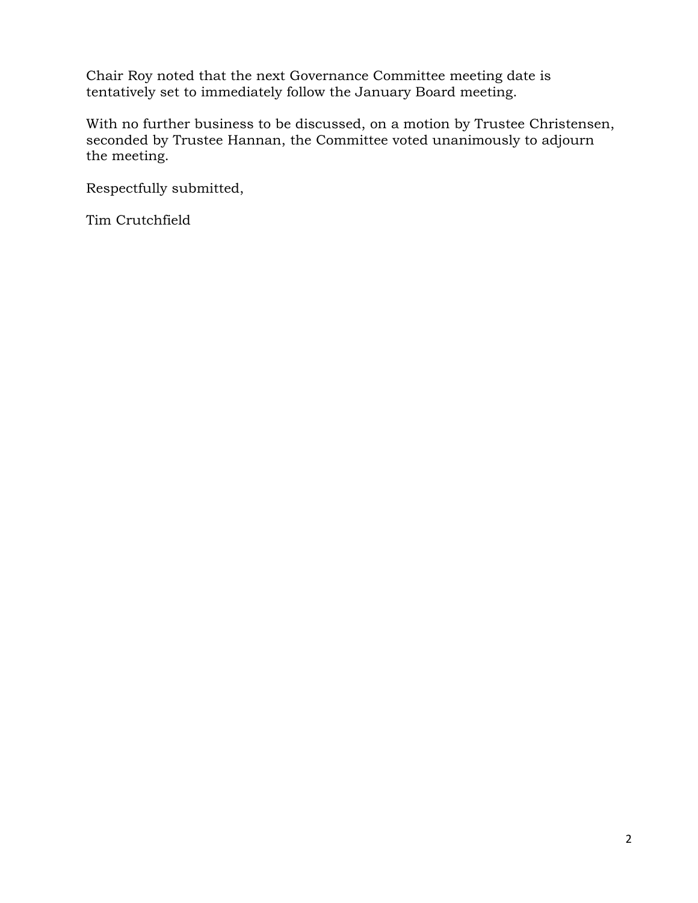Chair Roy noted that the next Governance Committee meeting date is tentatively set to immediately follow the January Board meeting.

With no further business to be discussed, on a motion by Trustee Christensen, seconded by Trustee Hannan, the Committee voted unanimously to adjourn the meeting.

Respectfully submitted,

Tim Crutchfield